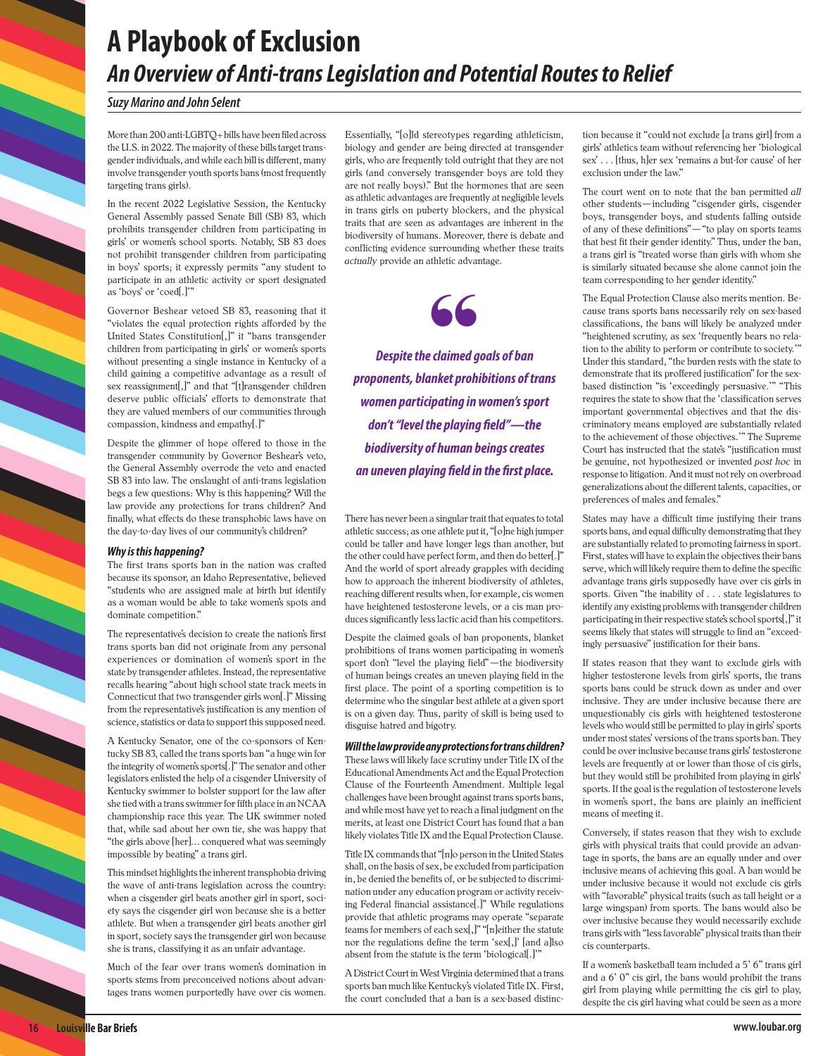# A Playbook of Exclusion

## *An Overview of Anti-trans Legislation and Potential Routes to Relief*

***Suzy Marino and John Selent***

More than 200 anti-LGBTQ+ bills have been filed across the U.S. in 2022. The majority of these bills target transgender individuals, and while each bill is different, many involve transgender youth sports bans (most frequently targeting trans girls).

In the recent 2022 Legislative Session, the Kentucky General Assembly passed Senate Bill (SB) 83, which prohibits transgender children from participating in girls' or women's school sports. Notably, SB 83 does not prohibit transgender children from participating in boys' sports; it expressly permits "any student to participate in an athletic activity or sport designated as 'boys' or 'coed[.]'"

Governor Beshear vetoed SB 83, reasoning that it "violates the equal protection rights afforded by the United States Constitution[,]" it "bans transgender children from participating in girls' or women's sports without presenting a single instance in Kentucky of a child gaining a competitive advantage as a result of sex reassignment[,]" and that "[t]ransgender children deserve public officials' efforts to demonstrate that they are valued members of our communities through compassion, kindness and empathy[.]"

Despite the glimmer of hope offered to those in the transgender community by Governor Beshear's veto, the General Assembly overrode the veto and enacted SB 83 into law. The onslaught of anti-trans legislation begs a few questions: Why is this happening? Will the law provide any protections for trans children? And finally, what effects do these transphobic laws have on the day-to-day lives of our community's children?

### *Why is this happening?*

The first trans sports ban in the nation was crafted because its sponsor, an Idaho Representative, believed "students who are assigned male at birth but identify as a woman would be able to take women's spots and dominate competition."

The representative's decision to create the nation's first trans sports ban did not originate from any personal experiences or domination of women's sport in the state by transgender athletes. Instead, the representative recalls hearing "about high school state track meets in Connecticut that two transgender girls won[.]" Missing from the representative's justification is any mention of science, statistics or data to support this supposed need.

A Kentucky Senator, one of the co-sponsors of Kentucky SB 83, called the trans sports ban "a huge win for the integrity of women's sports[.]" The senator and other legislators enlisted the help of a cisgender University of Kentucky swimmer to bolster support for the law after she tied with a trans swimmer for fifth place in an NCAA championship race this year. The UK swimmer noted that, while sad about her own tie, she was happy that "the girls above [her]... conquered what was seemingly impossible by beating" a trans girl.

This mindset highlights the inherent transphobia driving the wave of anti-trans legislation across the country: when a cisgender girl beats another girl in sport, society says the cisgender girl won because she is a better athlete. But when a transgender girl beats another girl in sport, society says the transgender girl won because she is trans, classifying it as an unfair advantage.

Much of the fear over trans women's domination in sports stems from preconceived notions about advantages trans women purportedly have over cis women. Essentially, "[o]ld stereotypes regarding athleticism, biology and gender are being directed at transgender girls, who are frequently told outright that they are not girls (and conversely transgender boys are told they are not really boys)." But the hormones that are seen as athletic advantages are frequently at negligible levels in trans girls on puberty blockers, and the physical traits that are seen as advantages are inherent in the biodiversity of humans. Moreover, there is debate and conflicting evidence surrounding whether these traits *actually* provide an athletic advantage.

> ***Despite the claimed goals of ban proponents, blanket prohibitions of trans women participating in women's sport don't "level the playing field"—the biodiversity of human beings creates an uneven playing field in the first place.***

There has never been a singular trait that equates to total athletic success; as one athlete put it, "[o]ne high jumper could be taller and have longer legs than another, but the other could have perfect form, and then do better[.]" And the world of sport already grapples with deciding how to approach the inherent biodiversity of athletes, reaching different results when, for example, cis women have heightened testosterone levels, or a cis man produces significantly less lactic acid than his competitors.

Despite the claimed goals of ban proponents, blanket prohibitions of trans women participating in women's sport don't "level the playing field"—the biodiversity of human beings creates an uneven playing field in the first place. The point of a sporting competition is to determine who the singular best athlete at a given sport is on a given day. Thus, parity of skill is being used to disguise hatred and bigotry.

### *Will the law provide any protections for trans children?*

These laws will likely face scrutiny under Title IX of the Educational Amendments Act and the Equal Protection Clause of the Fourteenth Amendment. Multiple legal challenges have been brought against trans sports bans, and while most have yet to reach a final judgment on the merits, at least one District Court has found that a ban likely violates Title IX and the Equal Protection Clause.

Title IX commands that "[n]o person in the United States shall, on the basis of sex, be excluded from participation in, be denied the benefits of, or be subjected to discrimination under any education program or activity receiving Federal financial assistance[.]" While regulations provide that athletic programs may operate "separate teams for members of each sex[,]" "[n]either the statute nor the regulations define the term 'sex[,]' [and a]lso absent from the statute is the term 'biological[.]'"

A District Court in West Virginia determined that a trans sports ban much like Kentucky's violated Title IX. First, the court concluded that a ban is a sex-based distinction because it "could not exclude [a trans girl] from a girls' athletics team without referencing her 'biological sex' . . . [thus, h]er sex 'remains a but-for cause' of her exclusion under the law."

The court went on to note that the ban permitted *all* other students—including "cisgender girls, cisgender boys, transgender boys, and students falling outside of any of these definitions"—"to play on sports teams that best fit their gender identity." Thus, under the ban, a trans girl is "treated worse than girls with whom she is similarly situated because she alone cannot join the team corresponding to her gender identity."

The Equal Protection Clause also merits mention. Because trans sports bans necessarily rely on sex-based classifications, the bans will likely be analyzed under "heightened scrutiny, as sex 'frequently bears no relation to the ability to perform or contribute to society.'" Under this standard, "the burden rests with the state to demonstrate that its proffered justification" for the sex-based distinction "is 'exceedingly persuasive.'" "This requires the state to show that the 'classification serves important governmental objectives and that the discriminatory means employed are substantially related to the achievement of those objectives.'" The Supreme Court has instructed that the state's "justification must be genuine, not hypothesized or invented *post hoc* in response to litigation. And it must not rely on overbroad generalizations about the different talents, capacities, or preferences of males and females."

States may have a difficult time justifying their trans sports bans, and equal difficulty demonstrating that they are substantially related to promoting fairness in sport. First, states will have to explain the objectives their bans serve, which will likely require them to define the specific advantage trans girls supposedly have over cis girls in sports. Given "the inability of . . . state legislatures to identify any existing problems with transgender children participating in their respective state's school sports[,]" it seems likely that states will struggle to find an "exceedingly persuasive" justification for their bans.

If states reason that they want to exclude girls with higher testosterone levels from girls' sports, the trans sports bans could be struck down as under and over inclusive. They are under inclusive because there are unquestionably cis girls with heightened testosterone levels who would still be permitted to play in girls' sports under most states' versions of the trans sports ban. They could be over inclusive because trans girls' testosterone levels are frequently at or lower than those of cis girls, but they would still be prohibited from playing in girls' sports. If the goal is the regulation of testosterone levels in women's sport, the bans are plainly an inefficient means of meeting it.

Conversely, if states reason that they wish to exclude girls with physical traits that could provide an advantage in sports, the bans are an equally under and over inclusive means of achieving this goal. A ban would be under inclusive because it would not exclude cis girls with "favorable" physical traits (such as tall height or a large wingspan) from sports. The bans would also be over inclusive because they would necessarily exclude trans girls with "less favorable" physical traits than their cis counterparts.

If a women's basketball team included a 5' 6" trans girl and a 6' 0" cis girl, the bans would prohibit the trans girl from playing while permitting the cis girl to play, despite the cis girl having what could be seen as a more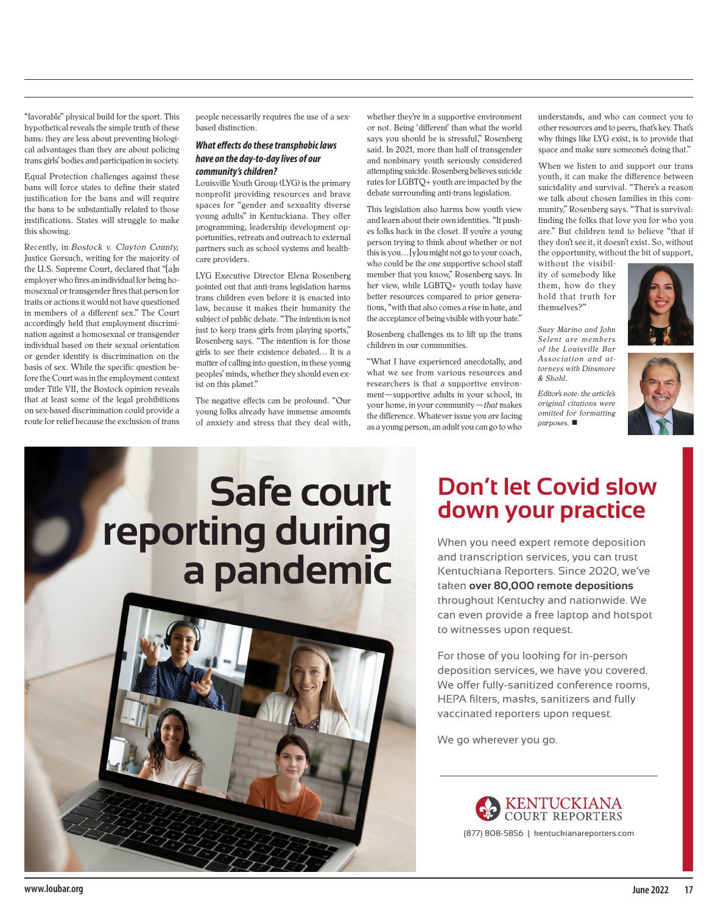"favorable" physical build for the sport. This hypothetical reveals the simple truth of these bans: they are less about preventing biological advantages than they are about policing trans girls' bodies and participation in society.

Equal Protection challenges against these bans will force states to define their stated justification for the bans and will require the bans to be substantially related to those justifications. States will struggle to make this showing.

Recently, in *Bostock v. Clayton County,* Justice Gorsuch, writing for the majority of the U.S. Supreme Court, declared that "[a]n employer who fires an individual for being homosexual or transgender fires that person for traits or actions it would not have questioned in members of a different sex." The Court accordingly held that employment discrimination against a homosexual or transgender individual based on their sexual orientation or gender identity is discrimination on the basis of sex. While the specific question before the Court was in the employment context under Title VII, the Bostock opinion reveals that at least some of the legal prohibitions on sex-based discrimination could provide a route for relief because the exclusion of trans people necessarily requires the use of a sex-based distinction.

### *What effects do these transphobic laws have on the day-to-day lives of our community's children?*

Louisville Youth Group (LYG) is the primary nonprofit providing resources and brave spaces for "gender and sexuality diverse young adults" in Kentuckiana. They offer programming, leadership development opportunities, retreats and outreach to external partners such as school systems and healthcare providers.

LYG Executive Director Elena Rosenberg pointed out that anti-trans legislation harms trans children even before it is enacted into law, because it makes their humanity the subject of public debate. "The intention is not just to keep trans girls from playing sports," Rosenberg says. "The intention is for those girls to see their existence debated… It is a matter of calling into question, in these young peoples' minds, whether they should even exist on this planet."

The negative effects can be profound. "Our young folks already have immense amounts of anxiety and stress that they deal with, whether they're in a supportive environment or not. Being 'different' than what the world says you should be is stressful," Rosenberg said. In 2021, more than half of transgender and nonbinary youth seriously considered attempting suicide. Rosenberg believes suicide rates for LGBTQ+ youth are impacted by the debate surrounding anti-trans legislation.

This legislation also harms how youth view and learn about their own identities. "It pushes folks back in the closet. If you're a young person trying to think about whether or not this is you…[y]ou might not go to your coach, who could be the one supportive school staff member that you know," Rosenberg says. In her view, while LGBTQ+ youth today have better resources compared to prior generations, "with that also comes a rise in hate, and the acceptance of being visible with your hate."

Rosenberg challenges us to lift up the trans children in our communities.

"What I have experienced anecdotally, and what we see from various resources and researchers is that a supportive environment—supportive adults in your school, in your home, in your community—*that* makes the difference. Whatever issue you are facing as a young person, an adult you can go to who understands, and who can connect you to other resources and to peers, that's key. That's why things like LYG exist, is to provide that space and make sure someone's doing that."

When we listen to and support our trans youth, it can make the difference between suicidality and survival. "There's a reason we talk about chosen families in this community," Rosenberg says. "That is survival: finding the folks that love you for who you are." But children tend to believe "that if they don't see it, it doesn't exist. So, without the opportunity, without the bit of support, without the visibility of somebody like them, how do they hold that truth for themselves?"

*Suzy Marino and John Selent are members of the Louisville Bar Association and attorneys with Dinsmore & Shohl.*

*Editor's note: the article's original citations were omitted for formatting purposes.* ■

# Safe court reporting during a pandemic

## Don't let Covid slow down your practice

When you need expert remote deposition and transcription services, you can trust Kentuckiana Reporters. Since 2020, we've taken **over 80,000 remote depositions** throughout Kentucky and nationwide. We can even provide a free laptop and hotspot to witnesses upon request.

For those of you looking for in-person deposition services, we have you covered. We offer fully-sanitized conference rooms, HEPA filters, masks, sanitizers and fully vaccinated reporters upon request.

We go wherever you go.

KENTUCKIANA COURT REPORTERS

(877) 808-5856 | kentuckianareporters.com